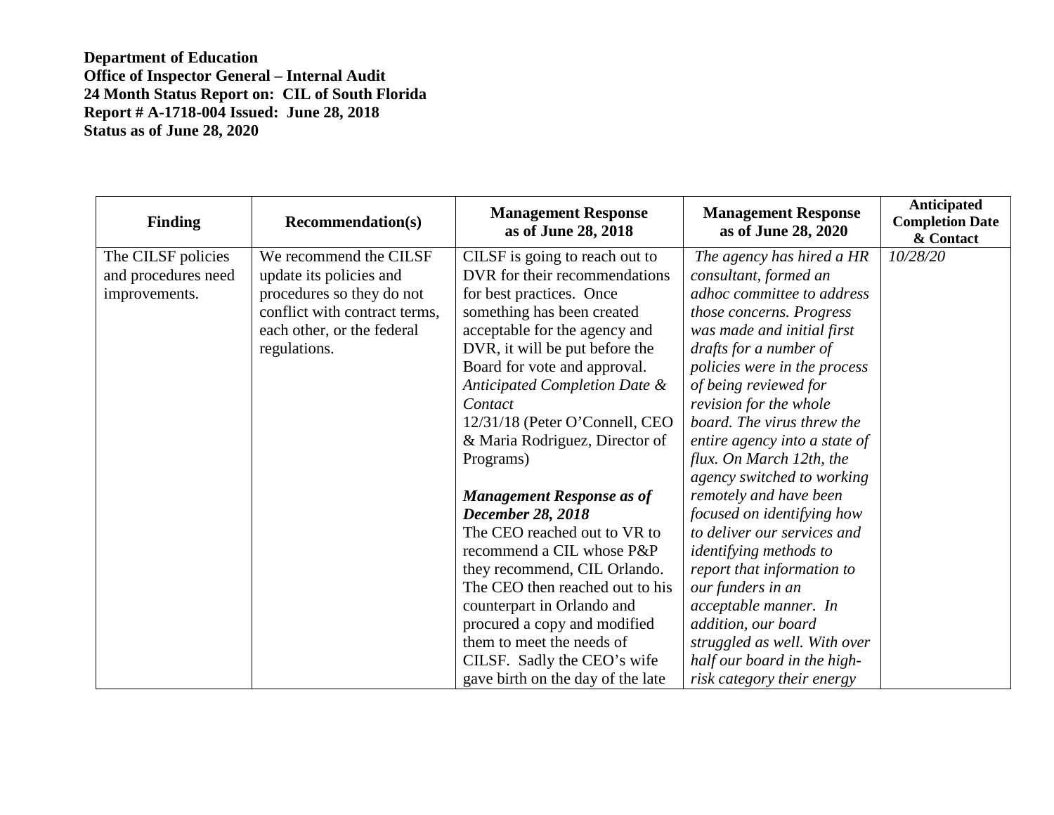**Department of Education**
**Office of Inspector General – Internal Audit**
**24 Month Status Report on: CIL of South Florida**
**Report # A-1718-004 Issued: June 28, 2018**
**Status as of June 28, 2020**

| Finding | Recommendation(s) | Management Response as of June 28, 2018 | Management Response as of June 28, 2020 | Anticipated Completion Date & Contact |
|---|---|---|---|---|
| The CILSF policies and procedures need improvements. | We recommend the CILSF update its policies and procedures so they do not conflict with contract terms, each other, or the federal regulations. | CILSF is going to reach out to DVR for their recommendations for best practices. Once something has been created acceptable for the agency and DVR, it will be put before the Board for vote and approval. *Anticipated Completion Date & Contact* 12/31/18 (Peter O'Connell, CEO & Maria Rodriguez, Director of Programs)<br><br>***Management Response as of December 28, 2018***<br>The CEO reached out to VR to recommend a CIL whose P&P they recommend, CIL Orlando. The CEO then reached out to his counterpart in Orlando and procured a copy and modified them to meet the needs of CILSF. Sadly the CEO's wife gave birth on the day of the late | *The agency has hired a HR consultant, formed an adhoc committee to address those concerns. Progress was made and initial first drafts for a number of policies were in the process of being reviewed for revision for the whole board. The virus threw the entire agency into a state of flux. On March 12th, the agency switched to working remotely and have been focused on identifying how to deliver our services and identifying methods to report that information to our funders in an acceptable manner. In addition, our board struggled as well. With over half our board in the high-risk category their energy* | *10/28/20* |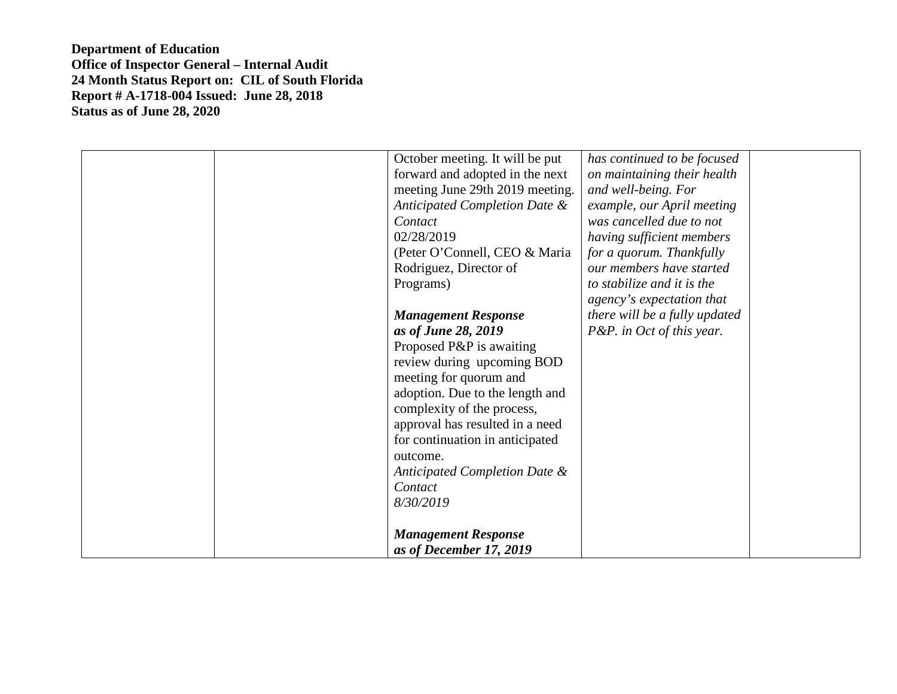**Department of Education**
**Office of Inspector General – Internal Audit**
**24 Month Status Report on: CIL of South Florida**
**Report # A-1718-004 Issued: June 28, 2018**
**Status as of June 28, 2020**

| | | | | |
|---|---|---|---|---|
| | | October meeting. It will be put forward and adopted in the next meeting June 29th 2019 meeting.<br>*Anticipated Completion Date & Contact*<br>02/28/2019<br>(Peter O'Connell, CEO & Maria Rodriguez, Director of Programs)<br><br>***Management Response as of June 28, 2019***<br>Proposed P&P is awaiting review during upcoming BOD meeting for quorum and adoption. Due to the length and complexity of the process, approval has resulted in a need for continuation in anticipated outcome.<br>*Anticipated Completion Date & Contact*<br>*8/30/2019*<br><br>***Management Response as of December 17, 2019*** | *has continued to be focused on maintaining their health and well-being. For example, our April meeting was cancelled due to not having sufficient members for a quorum. Thankfully our members have started to stabilize and it is the agency's expectation that there will be a fully updated P&P. in Oct of this year.* | |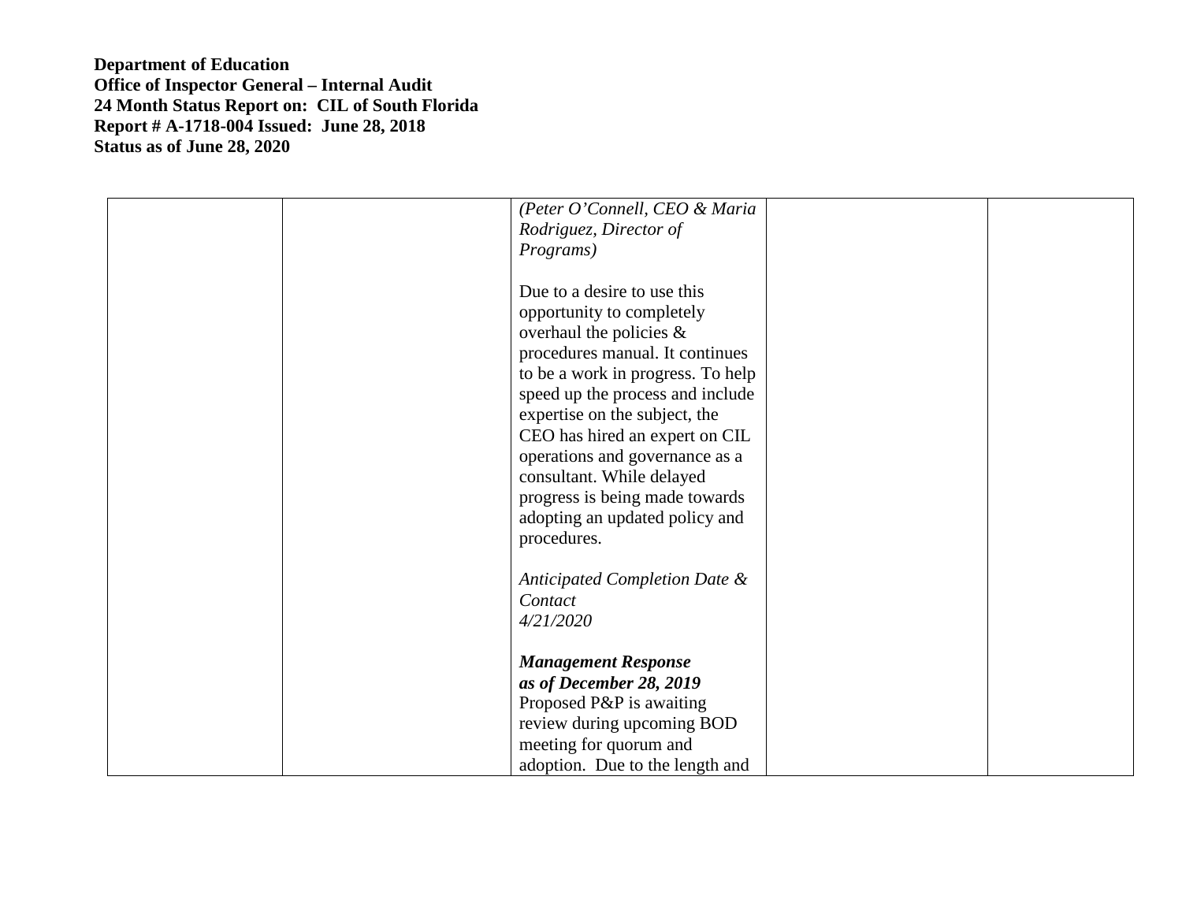**Department of Education**
**Office of Inspector General – Internal Audit**
**24 Month Status Report on: CIL of South Florida**
**Report # A-1718-004 Issued: June 28, 2018**
**Status as of June 28, 2020**

| | | | | |
|---|---|---|---|---|
| | | *(Peter O'Connell, CEO & Maria Rodriguez, Director of Programs)*<br><br>Due to a desire to use this opportunity to completely overhaul the policies & procedures manual. It continues to be a work in progress. To help speed up the process and include expertise on the subject, the CEO has hired an expert on CIL operations and governance as a consultant. While delayed progress is being made towards adopting an updated policy and procedures.<br><br>*Anticipated Completion Date & Contact*<br>*4/21/2020*<br><br>***Management Response as of December 28, 2019***<br>Proposed P&P is awaiting review during upcoming BOD meeting for quorum and adoption. Due to the length and | | |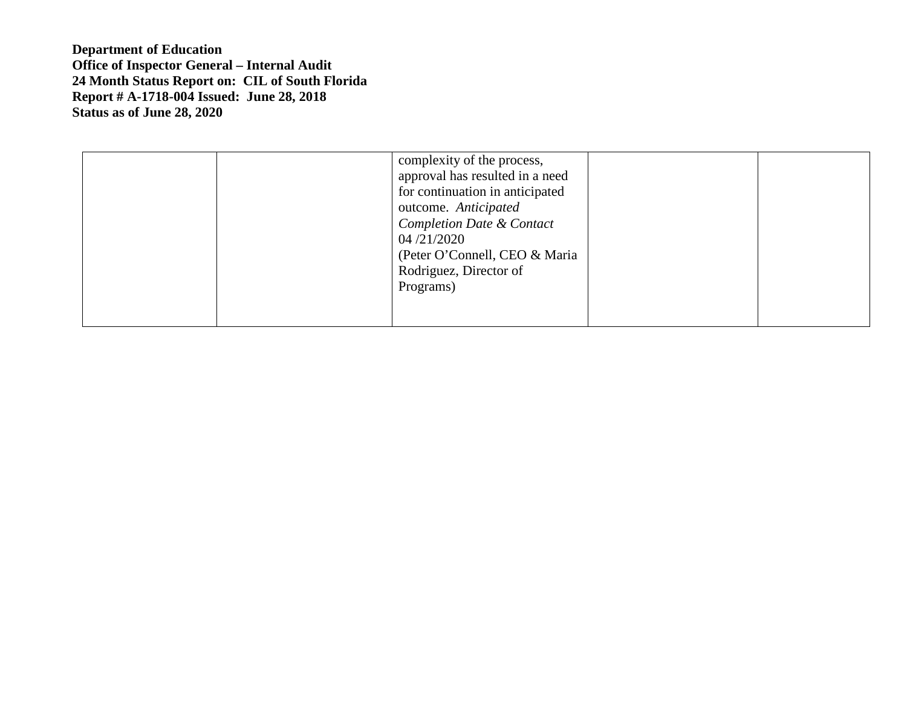**Department of Education**
**Office of Inspector General – Internal Audit**
**24 Month Status Report on: CIL of South Florida**
**Report # A-1718-004 Issued: June 28, 2018**
**Status as of June 28, 2020**

| | | | | |
|---|---|---|---|---|
| | | complexity of the process, approval has resulted in a need for continuation in anticipated outcome. *Anticipated Completion Date & Contact* 04 /21/2020 (Peter O'Connell, CEO & Maria Rodriguez, Director of Programs) | | |